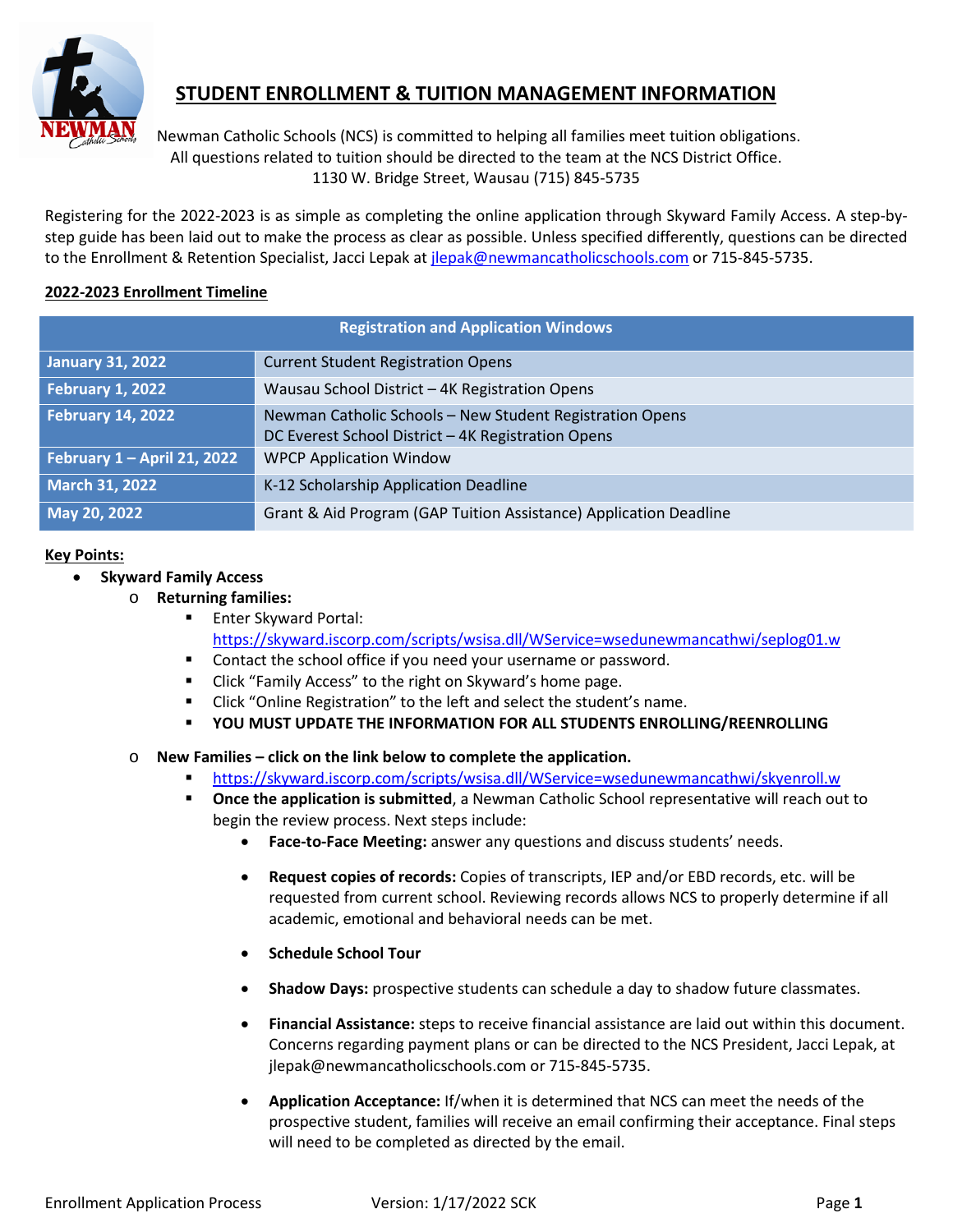# STUDENT ENROLLMENT & TUITION MANAGEMENT INFORMATION

Newman Catholic Schools (NCS) is committed to helping all families meet tuition obligations. All questions related to tuition should be directed to the team at the NCS District Office. 1130 W. Bridge Street, Wausau (715) 845-5735

Registering for the 2022-2023 is as simple as completing the online application through Skyward Family Access. A step-by-step guide has been laid out to make the process as clear as possible. Unless specified differently, questions can be directed to the Enrollment & Retention Specialist, Jacci Lepak at jlepak@newmancatholicschools.com or 715-845-5735.

**2022-2023 Enrollment Timeline**

| Registration and Application Windows | |
|---|---|
| **January 31, 2022** | Current Student Registration Opens |
| **February 1, 2022** | Wausau School District – 4K Registration Opens |
| **February 14, 2022** | Newman Catholic Schools – New Student Registration Opens<br>DC Everest School District – 4K Registration Opens |
| **February 1 – April 21, 2022** | WPCP Application Window |
| **March 31, 2022** | K-12 Scholarship Application Deadline |
| **May 20, 2022** | Grant & Aid Program (GAP Tuition Assistance) Application Deadline |

**Key Points:**

- **Skyward Family Access**
  - **Returning families:**
    - Enter Skyward Portal: https://skyward.iscorp.com/scripts/wsisa.dll/WService=wsedunewmancathwi/seplog01.w
    - Contact the school office if you need your username or password.
    - Click "Family Access" to the right on Skyward's home page.
    - Click "Online Registration" to the left and select the student's name.
    - **YOU MUST UPDATE THE INFORMATION FOR ALL STUDENTS ENROLLING/REENROLLING**
  - **New Families – click on the link below to complete the application.**
    - https://skyward.iscorp.com/scripts/wsisa.dll/WService=wsedunewmancathwi/skyenroll.w
    - **Once the application is submitted**, a Newman Catholic School representative will reach out to begin the review process. Next steps include:
      - **Face-to-Face Meeting:** answer any questions and discuss students' needs.
      - **Request copies of records:** Copies of transcripts, IEP and/or EBD records, etc. will be requested from current school. Reviewing records allows NCS to properly determine if all academic, emotional and behavioral needs can be met.
      - **Schedule School Tour**
      - **Shadow Days:** prospective students can schedule a day to shadow future classmates.
      - **Financial Assistance:** steps to receive financial assistance are laid out within this document. Concerns regarding payment plans or can be directed to the NCS President, Jacci Lepak, at jlepak@newmancatholicschools.com or 715-845-5735.
      - **Application Acceptance:** If/when it is determined that NCS can meet the needs of the prospective student, families will receive an email confirming their acceptance. Final steps will need to be completed as directed by the email.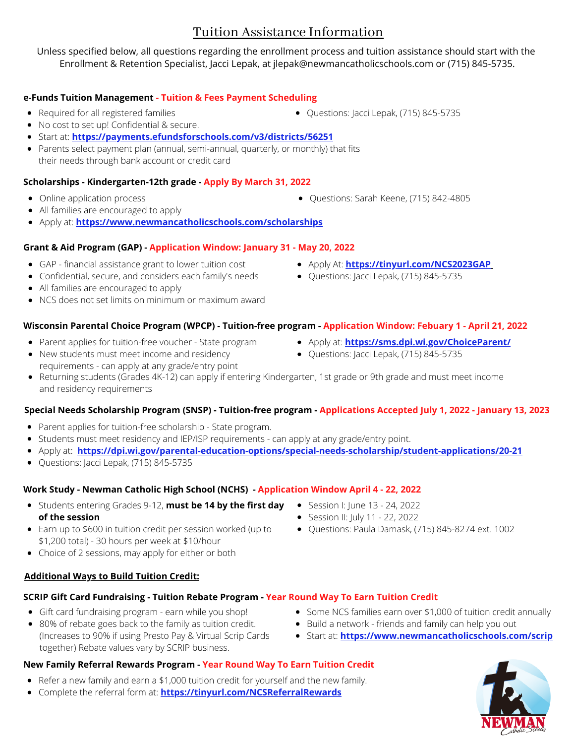# Tuition Assistance Information

Unless specified below, all questions regarding the enrollment process and tuition assistance should start with the Enrollment & Retention Specialist, Jacci Lepak, at jlepak@newmancatholicschools.com or (715) 845-5735.

### e-Funds Tuition Management - Tuition & Fees Payment Scheduling

- Required for all registered families
- No cost to set up! Confidential & secure.
- Start at: **https://payments.efundsforschools.com/v3/districts/56251**
- Parents select payment plan (annual, semi-annual, quarterly, or monthly) that fits their needs through bank account or credit card
- Questions: Jacci Lepak, (715) 845-5735

### Scholarships - Kindergarten-12th grade - Apply By March 31, 2022

- Online application process
- All families are encouraged to apply
- Apply at: **https://www.newmancatholicschools.com/scholarships**
- Questions: Sarah Keene, (715) 842-4805

### Grant & Aid Program (GAP) - Application Window: January 31 - May 20, 2022

- GAP - financial assistance grant to lower tuition cost
- Confidential, secure, and considers each family's needs
- All families are encouraged to apply
- NCS does not set limits on minimum or maximum award
- Apply At: **https://tinyurl.com/NCS2023GAP**
- Questions: Jacci Lepak, (715) 845-5735

### Wisconsin Parental Choice Program (WPCP) - Tuition-free program - Application Window: Febuary 1 - April 21, 2022

- Parent applies for tuition-free voucher - State program
- New students must meet income and residency requirements - can apply at any grade/entry point
- Returning students (Grades 4K-12) can apply if entering Kindergarten, 1st grade or 9th grade and must meet income and residency requirements
- Apply at: **https://sms.dpi.wi.gov/ChoiceParent/**
- Questions: Jacci Lepak, (715) 845-5735

### Special Needs Scholarship Program (SNSP) - Tuition-free program - Applications Accepted July 1, 2022 - January 13, 2023

- Parent applies for tuition-free scholarship - State program.
- Students must meet residency and IEP/ISP requirements - can apply at any grade/entry point.
- Apply at: **https://dpi.wi.gov/parental-education-options/special-needs-scholarship/student-applications/20-21**
- Questions: Jacci Lepak, (715) 845-5735

### Work Study - Newman Catholic High School (NCHS) - Application Window April 4 - 22, 2022

- Students entering Grades 9-12, **must be 14 by the first day of the session**
- Earn up to $600 in tuition credit per session worked (up to $1,200 total) - 30 hours per week at $10/hour
- Choice of 2 sessions, may apply for either or both
- Session I: June 13 - 24, 2022
- Session II: July 11 - 22, 2022
- Questions: Paula Damask, (715) 845-8274 ext. 1002

## Additional Ways to Build Tuition Credit:

### SCRIP Gift Card Fundraising - Tuition Rebate Program - Year Round Way To Earn Tuition Credit

- Gift card fundraising program - earn while you shop!
- 80% of rebate goes back to the family as tuition credit. (Increases to 90% if using Presto Pay & Virtual Scrip Cards together) Rebate values vary by SCRIP business.
- Some NCS families earn over $1,000 of tuition credit annually
- Build a network - friends and family can help you out
- Start at: **https://www.newmancatholicschools.com/scrip**

### New Family Referral Rewards Program - Year Round Way To Earn Tuition Credit

- Refer a new family and earn a $1,000 tuition credit for yourself and the new family.
- Complete the referral form at: **https://tinyurl.com/NCSReferralRewards**

NEWMAN Catholic Schools